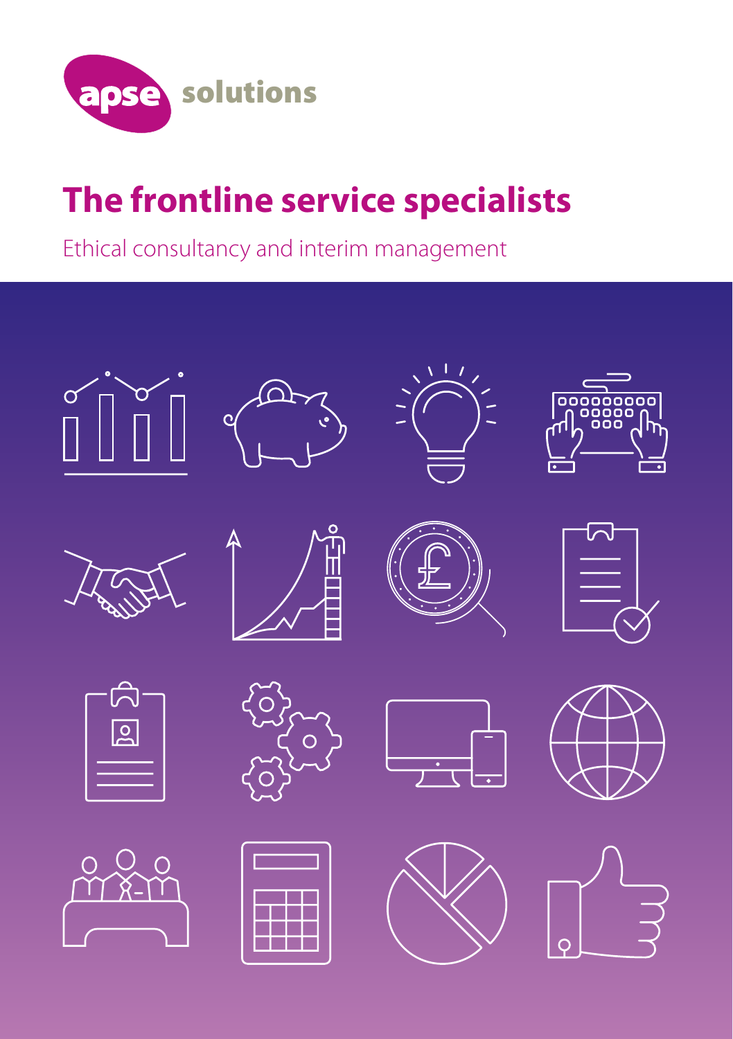apse solutions

# The frontline service specialists

Ethical consultancy and interim management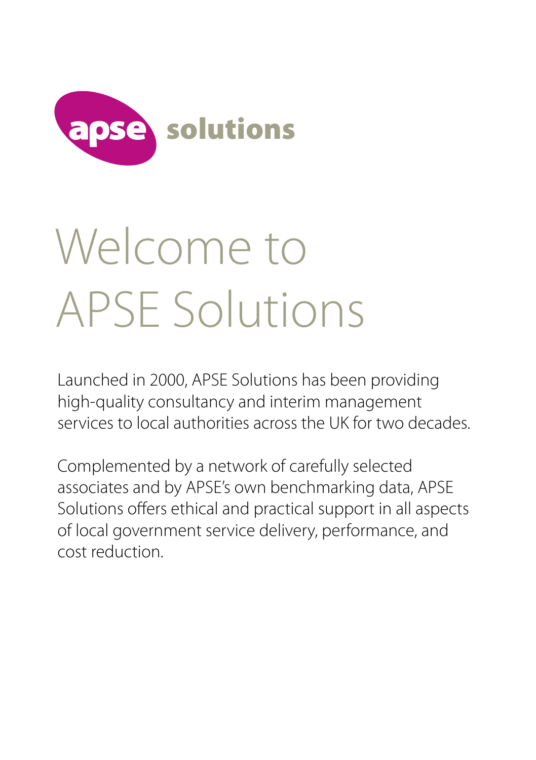apse solutions

# Welcome to APSE Solutions

Launched in 2000, APSE Solutions has been providing high-quality consultancy and interim management services to local authorities across the UK for two decades.

Complemented by a network of carefully selected associates and by APSE's own benchmarking data, APSE Solutions offers ethical and practical support in all aspects of local government service delivery, performance, and cost reduction.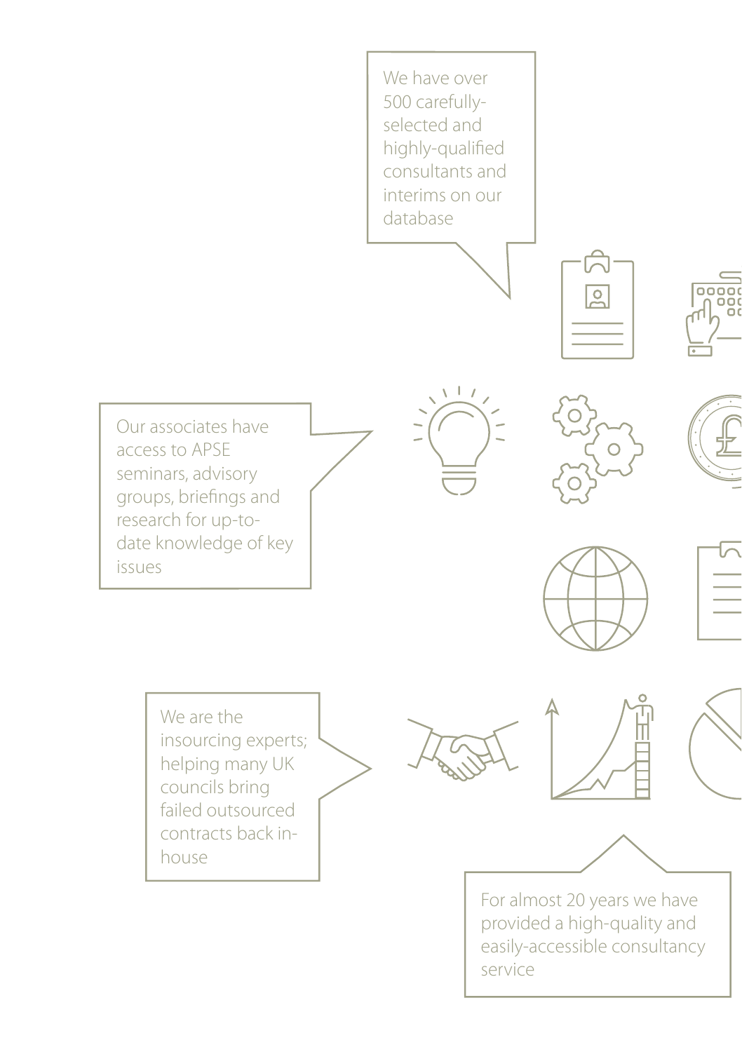We have over 500 carefully-selected and highly-qualified consultants and interims on our database

Our associates have access to APSE seminars, advisory groups, briefings and research for up-to-date knowledge of key issues

We are the insourcing experts; helping many UK councils bring failed outsourced contracts back in-house

For almost 20 years we have provided a high-quality and easily-accessible consultancy service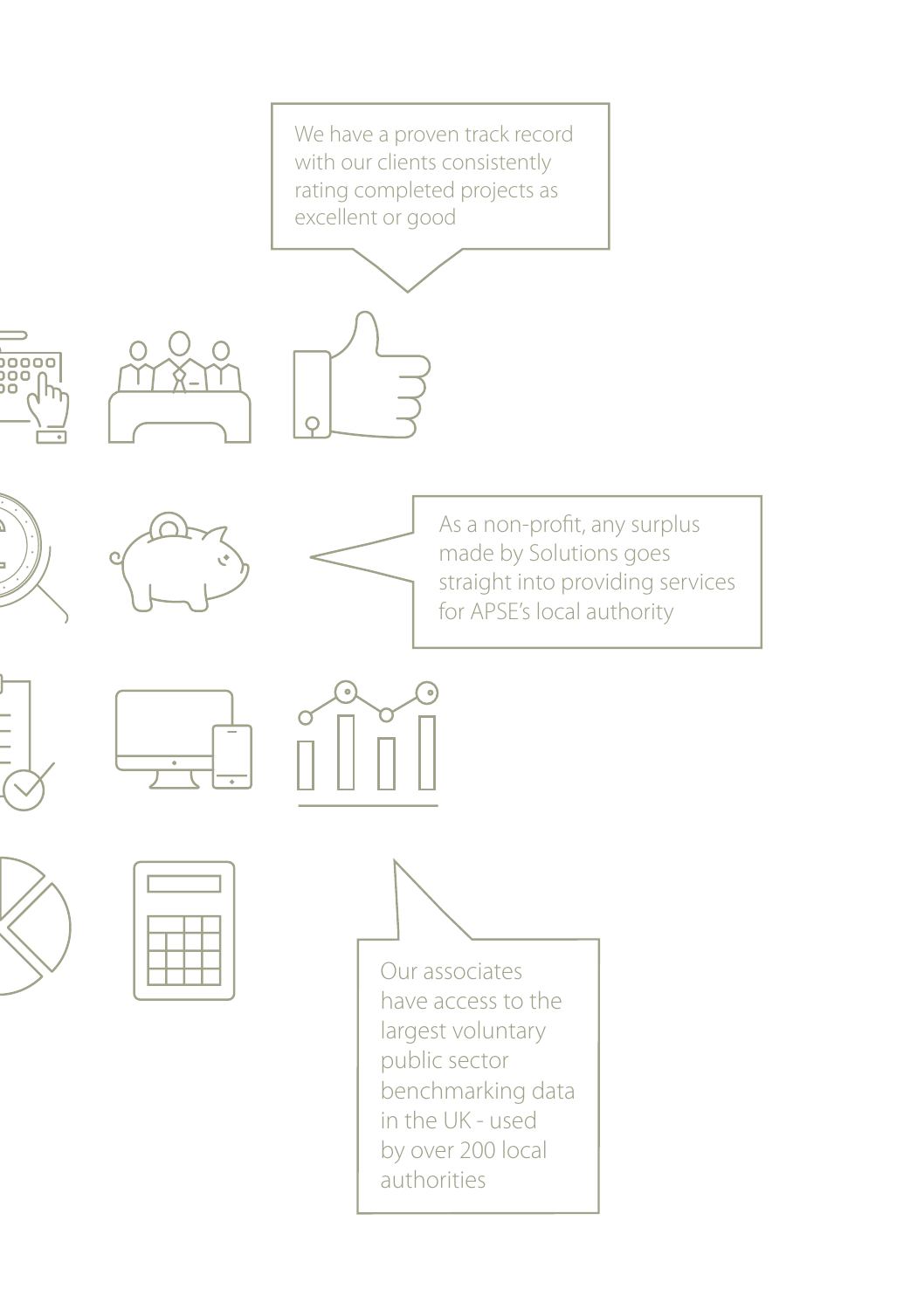We have a proven track record with our clients consistently rating completed projects as excellent or good

As a non-profit, any surplus made by Solutions goes straight into providing services for APSE's local authority

Our associates have access to the largest voluntary public sector benchmarking data in the UK - used by over 200 local authorities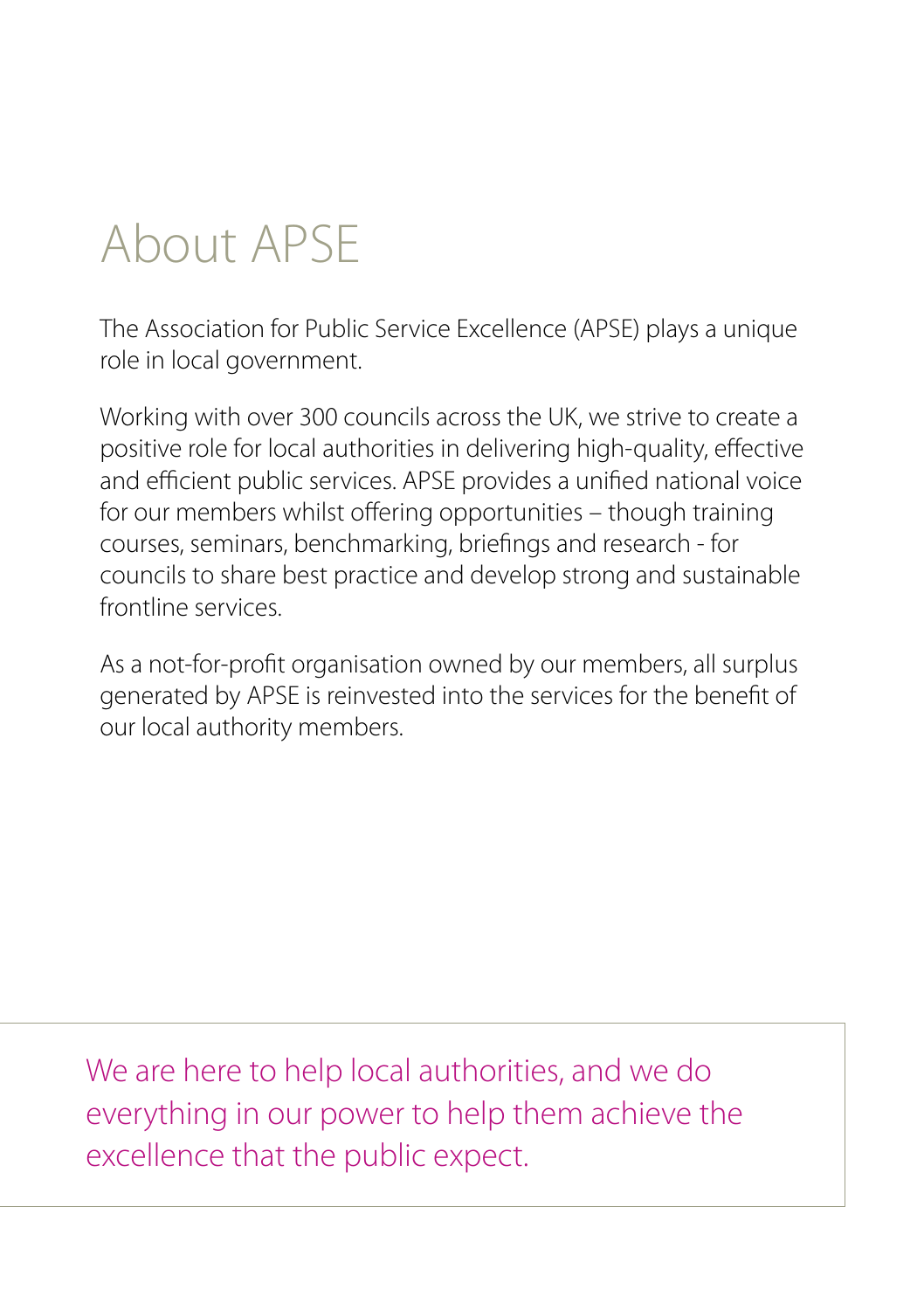# About APSE

The Association for Public Service Excellence (APSE) plays a unique role in local government.

Working with over 300 councils across the UK, we strive to create a positive role for local authorities in delivering high-quality, effective and efficient public services. APSE provides a unified national voice for our members whilst offering opportunities – though training courses, seminars, benchmarking, briefings and research - for councils to share best practice and develop strong and sustainable frontline services.

As a not-for-profit organisation owned by our members, all surplus generated by APSE is reinvested into the services for the benefit of our local authority members.

We are here to help local authorities, and we do everything in our power to help them achieve the excellence that the public expect.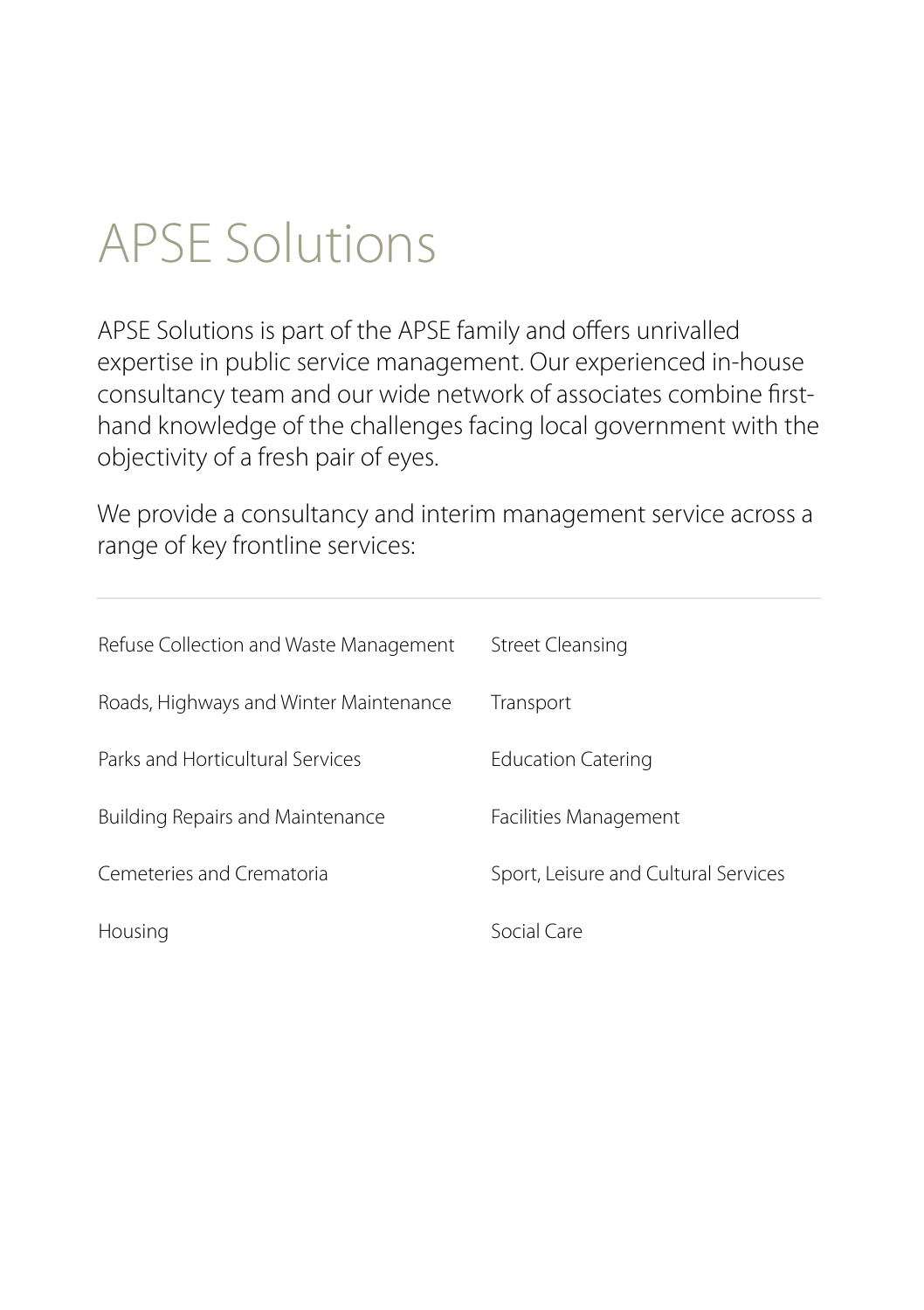# APSE Solutions

APSE Solutions is part of the APSE family and offers unrivalled expertise in public service management. Our experienced in-house consultancy team and our wide network of associates combine first-hand knowledge of the challenges facing local government with the objectivity of a fresh pair of eyes.

We provide a consultancy and interim management service across a range of key frontline services:

---

- Refuse Collection and Waste Management
- Street Cleansing
- Roads, Highways and Winter Maintenance
- Transport
- Parks and Horticultural Services
- Education Catering
- Building Repairs and Maintenance
- Facilities Management
- Cemeteries and Crematoria
- Sport, Leisure and Cultural Services
- Housing
- Social Care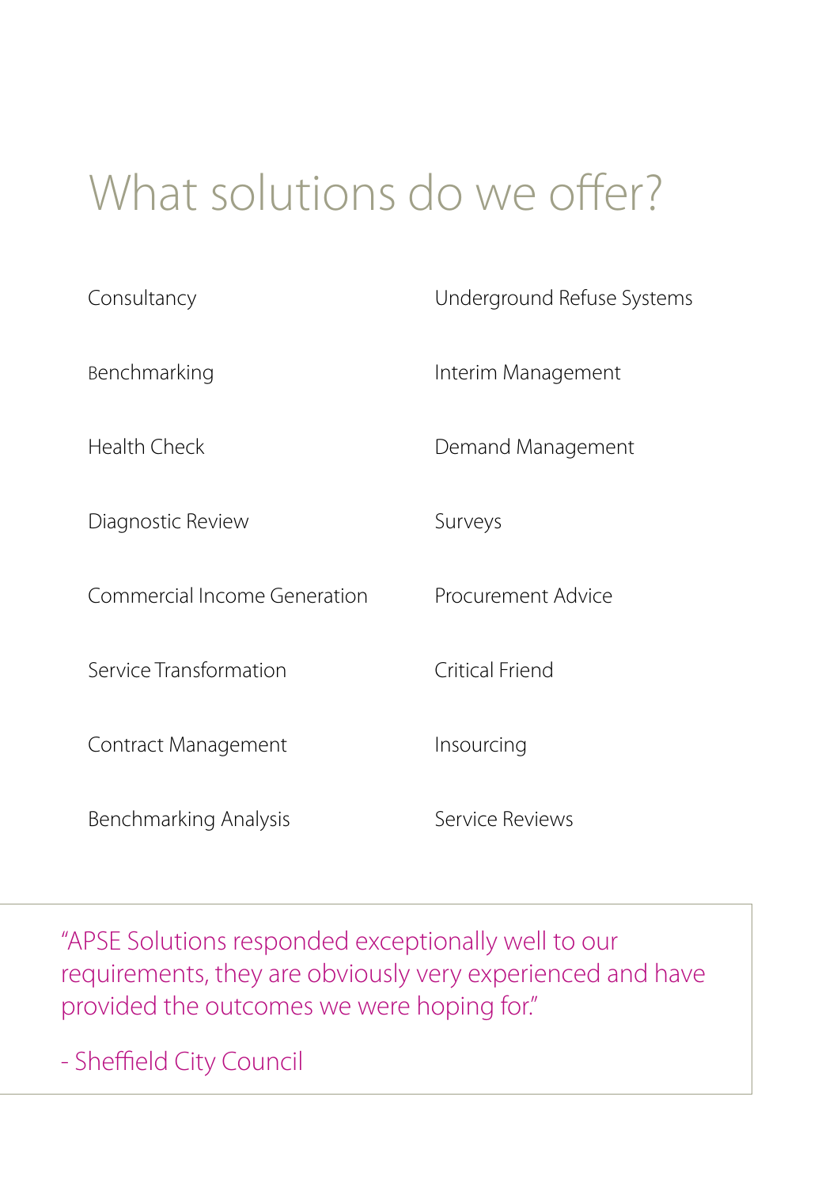# What solutions do we offer?

- Consultancy
- Benchmarking
- Health Check
- Diagnostic Review
- Commercial Income Generation
- Service Transformation
- Contract Management
- Benchmarking Analysis
- Underground Refuse Systems
- Interim Management
- Demand Management
- Surveys
- Procurement Advice
- Critical Friend
- Insourcing
- Service Reviews

"APSE Solutions responded exceptionally well to our requirements, they are obviously very experienced and have provided the outcomes we were hoping for."

- Sheffield City Council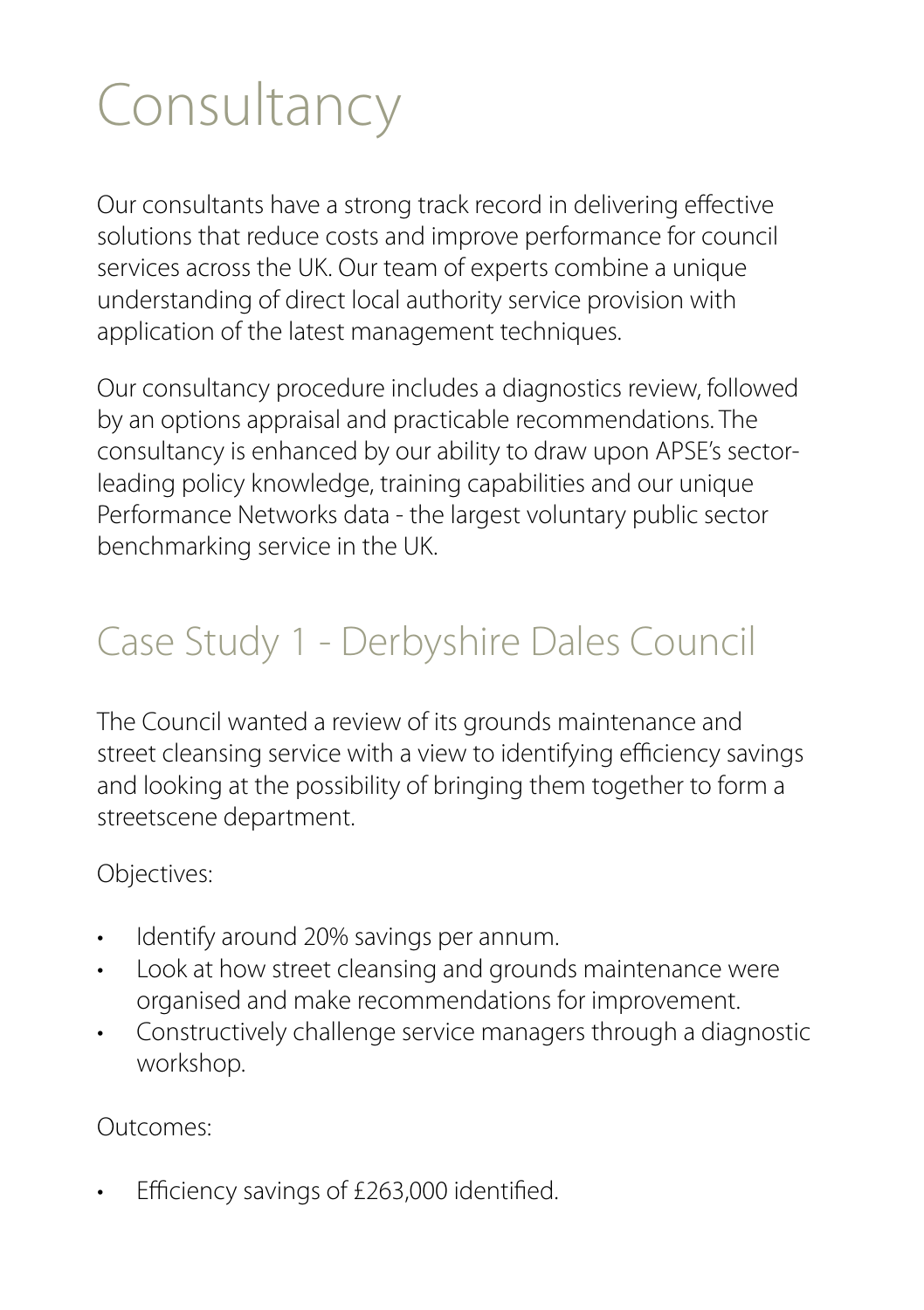# Consultancy

Our consultants have a strong track record in delivering effective solutions that reduce costs and improve performance for council services across the UK. Our team of experts combine a unique understanding of direct local authority service provision with application of the latest management techniques.

Our consultancy procedure includes a diagnostics review, followed by an options appraisal and practicable recommendations. The consultancy is enhanced by our ability to draw upon APSE's sector-leading policy knowledge, training capabilities and our unique Performance Networks data - the largest voluntary public sector benchmarking service in the UK.

## Case Study 1 - Derbyshire Dales Council

The Council wanted a review of its grounds maintenance and street cleansing service with a view to identifying efficiency savings and looking at the possibility of bringing them together to form a streetscene department.

Objectives:

- Identify around 20% savings per annum.
- Look at how street cleansing and grounds maintenance were organised and make recommendations for improvement.
- Constructively challenge service managers through a diagnostic workshop.

Outcomes:

- Efficiency savings of £263,000 identified.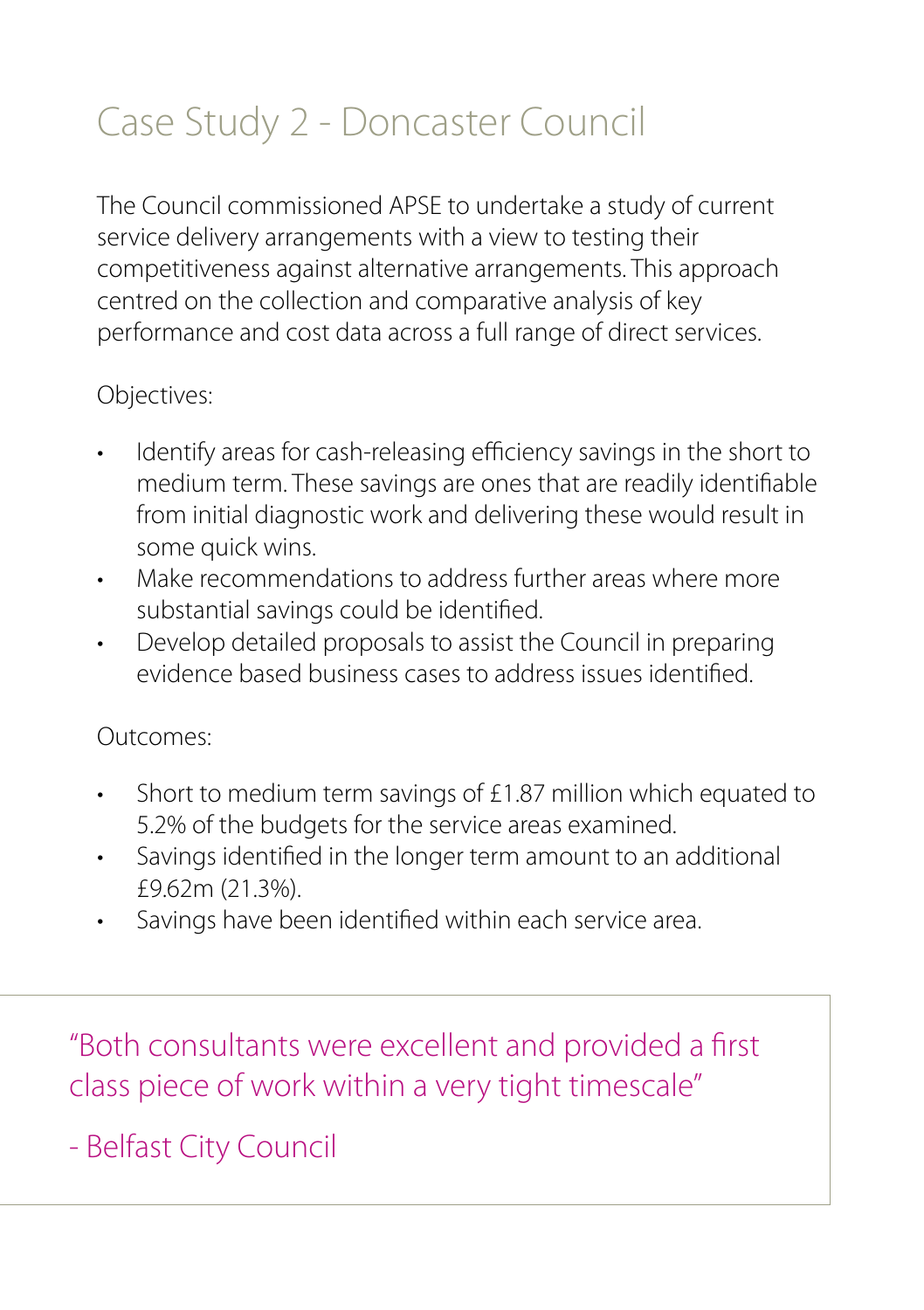# Case Study 2 - Doncaster Council

The Council commissioned APSE to undertake a study of current service delivery arrangements with a view to testing their competitiveness against alternative arrangements. This approach centred on the collection and comparative analysis of key performance and cost data across a full range of direct services.

Objectives:

- Identify areas for cash-releasing efficiency savings in the short to medium term. These savings are ones that are readily identifiable from initial diagnostic work and delivering these would result in some quick wins.
- Make recommendations to address further areas where more substantial savings could be identified.
- Develop detailed proposals to assist the Council in preparing evidence based business cases to address issues identified.

Outcomes:

- Short to medium term savings of £1.87 million which equated to 5.2% of the budgets for the service areas examined.
- Savings identified in the longer term amount to an additional £9.62m (21.3%).
- Savings have been identified within each service area.

> "Both consultants were excellent and provided a first class piece of work within a very tight timescale"
>
> \- Belfast City Council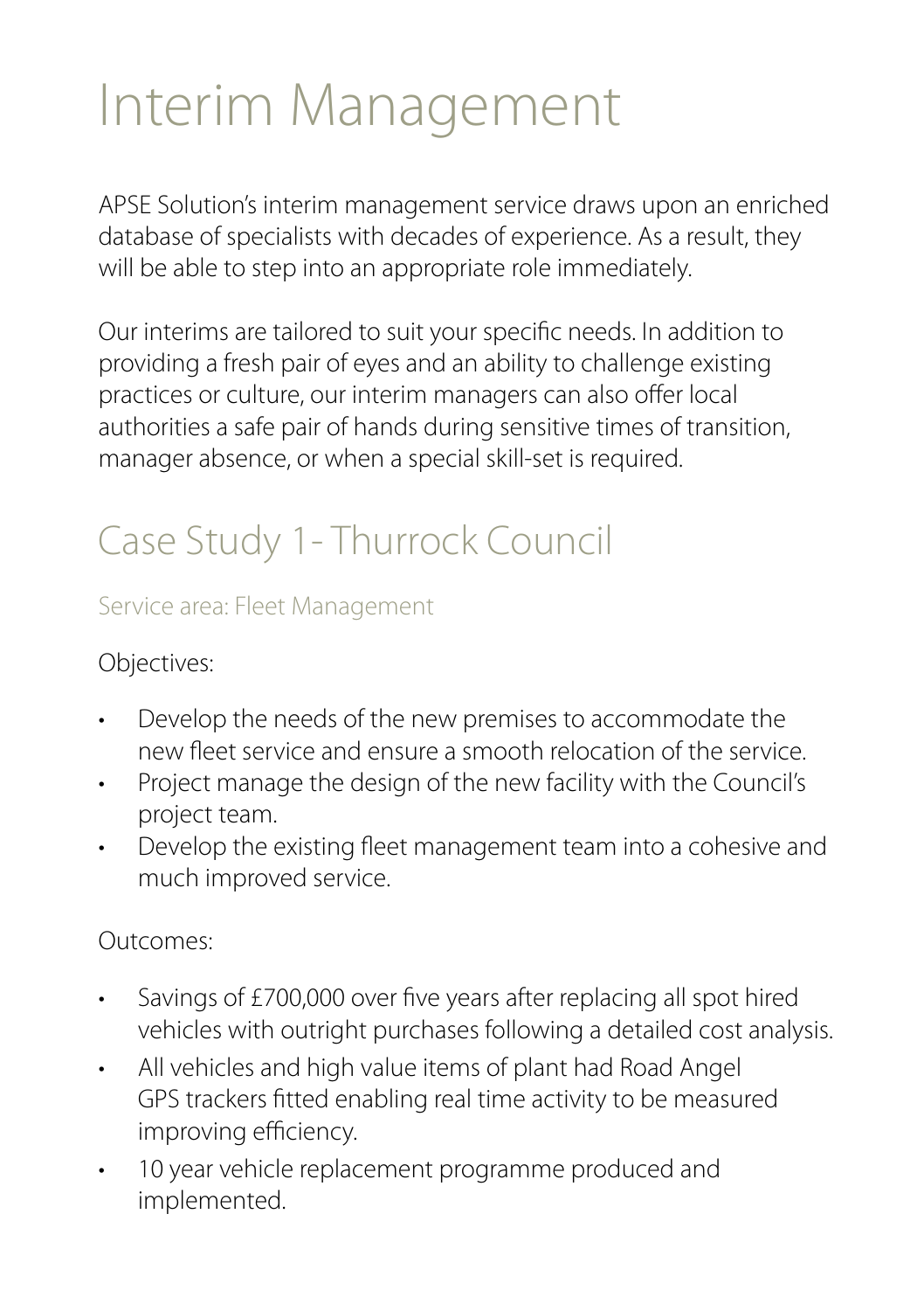# Interim Management

APSE Solution's interim management service draws upon an enriched database of specialists with decades of experience. As a result, they will be able to step into an appropriate role immediately.

Our interims are tailored to suit your specific needs. In addition to providing a fresh pair of eyes and an ability to challenge existing practices or culture, our interim managers can also offer local authorities a safe pair of hands during sensitive times of transition, manager absence, or when a special skill-set is required.

## Case Study 1 - Thurrock Council

### Service area: Fleet Management

Objectives:

- Develop the needs of the new premises to accommodate the new fleet service and ensure a smooth relocation of the service.
- Project manage the design of the new facility with the Council's project team.
- Develop the existing fleet management team into a cohesive and much improved service.

Outcomes:

- Savings of £700,000 over five years after replacing all spot hired vehicles with outright purchases following a detailed cost analysis.
- All vehicles and high value items of plant had Road Angel GPS trackers fitted enabling real time activity to be measured improving efficiency.
- 10 year vehicle replacement programme produced and implemented.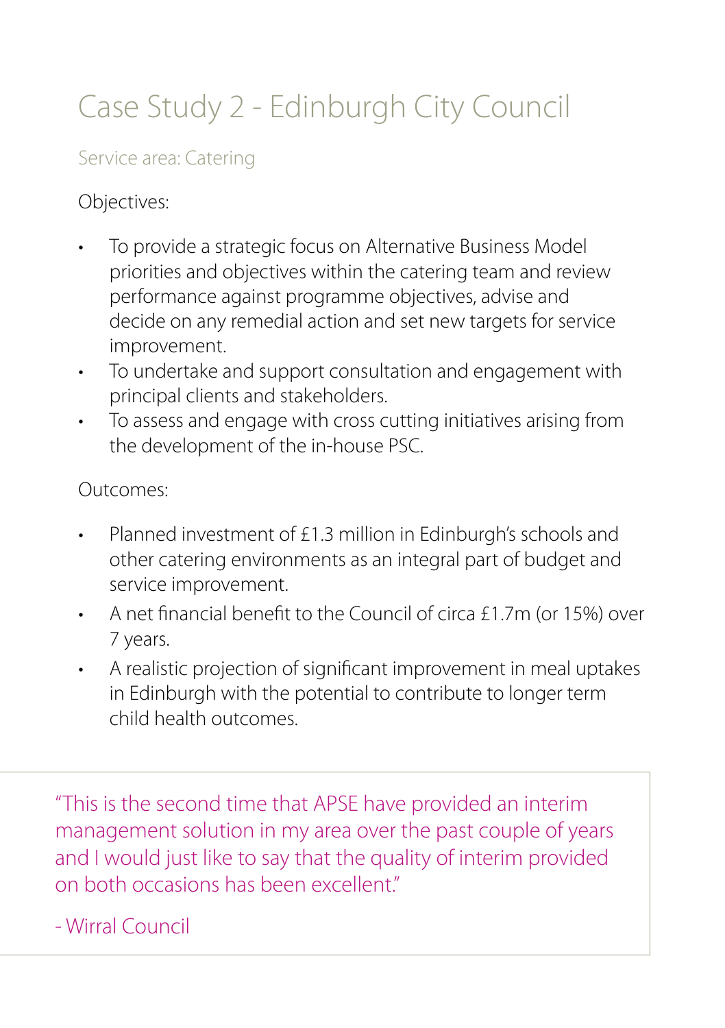# Case Study 2 - Edinburgh City Council

Service area: Catering

Objectives:

- To provide a strategic focus on Alternative Business Model priorities and objectives within the catering team and review performance against programme objectives, advise and decide on any remedial action and set new targets for service improvement.
- To undertake and support consultation and engagement with principal clients and stakeholders.
- To assess and engage with cross cutting initiatives arising from the development of the in-house PSC.

Outcomes:

- Planned investment of £1.3 million in Edinburgh's schools and other catering environments as an integral part of budget and service improvement.
- A net financial benefit to the Council of circa £1.7m (or 15%) over 7 years.
- A realistic projection of significant improvement in meal uptakes in Edinburgh with the potential to contribute to longer term child health outcomes.

> "This is the second time that APSE have provided an interim management solution in my area over the past couple of years and I would just like to say that the quality of interim provided on both occasions has been excellent."
>
> - Wirral Council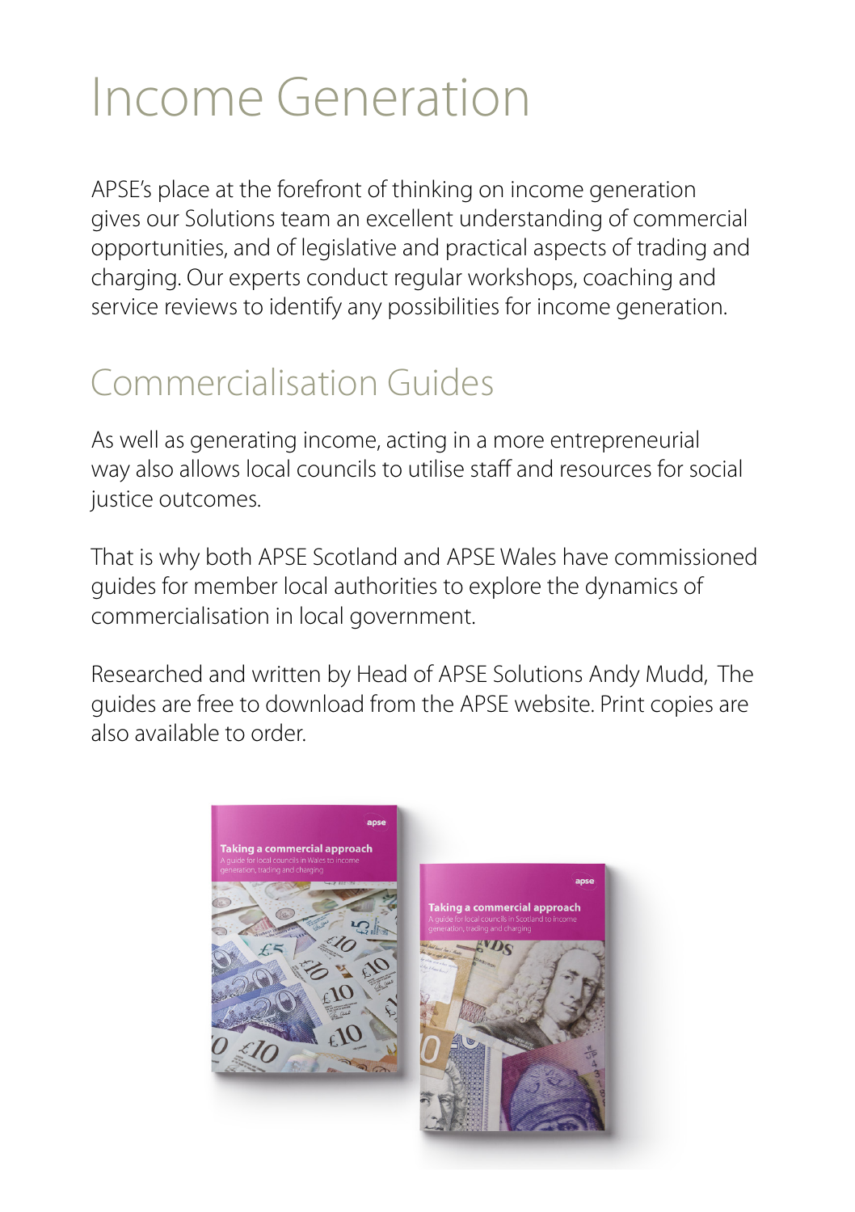# Income Generation

APSE's place at the forefront of thinking on income generation gives our Solutions team an excellent understanding of commercial opportunities, and of legislative and practical aspects of trading and charging. Our experts conduct regular workshops, coaching and service reviews to identify any possibilities for income generation.

## Commercialisation Guides

As well as generating income, acting in a more entrepreneurial way also allows local councils to utilise staff and resources for social justice outcomes.

That is why both APSE Scotland and APSE Wales have commissioned guides for member local authorities to explore the dynamics of commercialisation in local government.

Researched and written by Head of APSE Solutions Andy Mudd, The guides are free to download from the APSE website. Print copies are also available to order.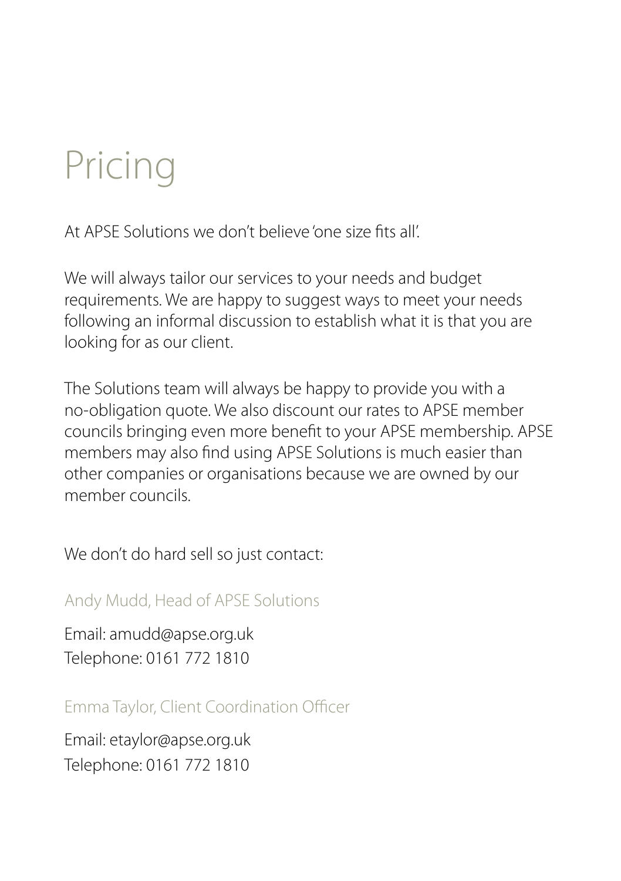# Pricing

At APSE Solutions we don't believe 'one size fits all'.

We will always tailor our services to your needs and budget requirements. We are happy to suggest ways to meet your needs following an informal discussion to establish what it is that you are looking for as our client.

The Solutions team will always be happy to provide you with a no-obligation quote. We also discount our rates to APSE member councils bringing even more benefit to your APSE membership. APSE members may also find using APSE Solutions is much easier than other companies or organisations because we are owned by our member councils.

We don't do hard sell so just contact:

### Andy Mudd, Head of APSE Solutions

Email: amudd@apse.org.uk
Telephone: 0161 772 1810

### Emma Taylor, Client Coordination Officer

Email: etaylor@apse.org.uk
Telephone: 0161 772 1810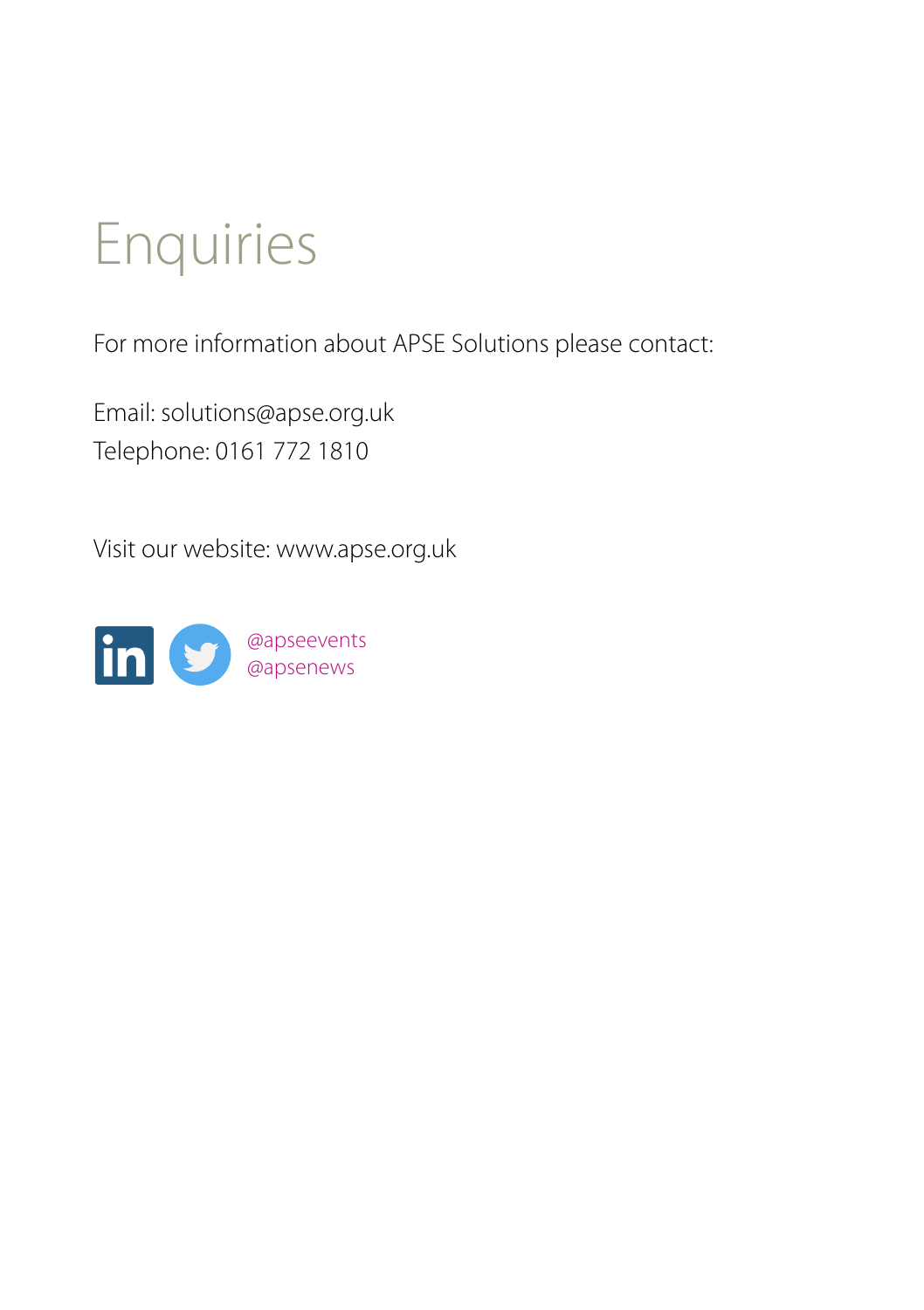# Enquiries

For more information about APSE Solutions please contact:

Email: solutions@apse.org.uk
Telephone: 0161 772 1810

Visit our website: www.apse.org.uk

@apseevents
@apsenews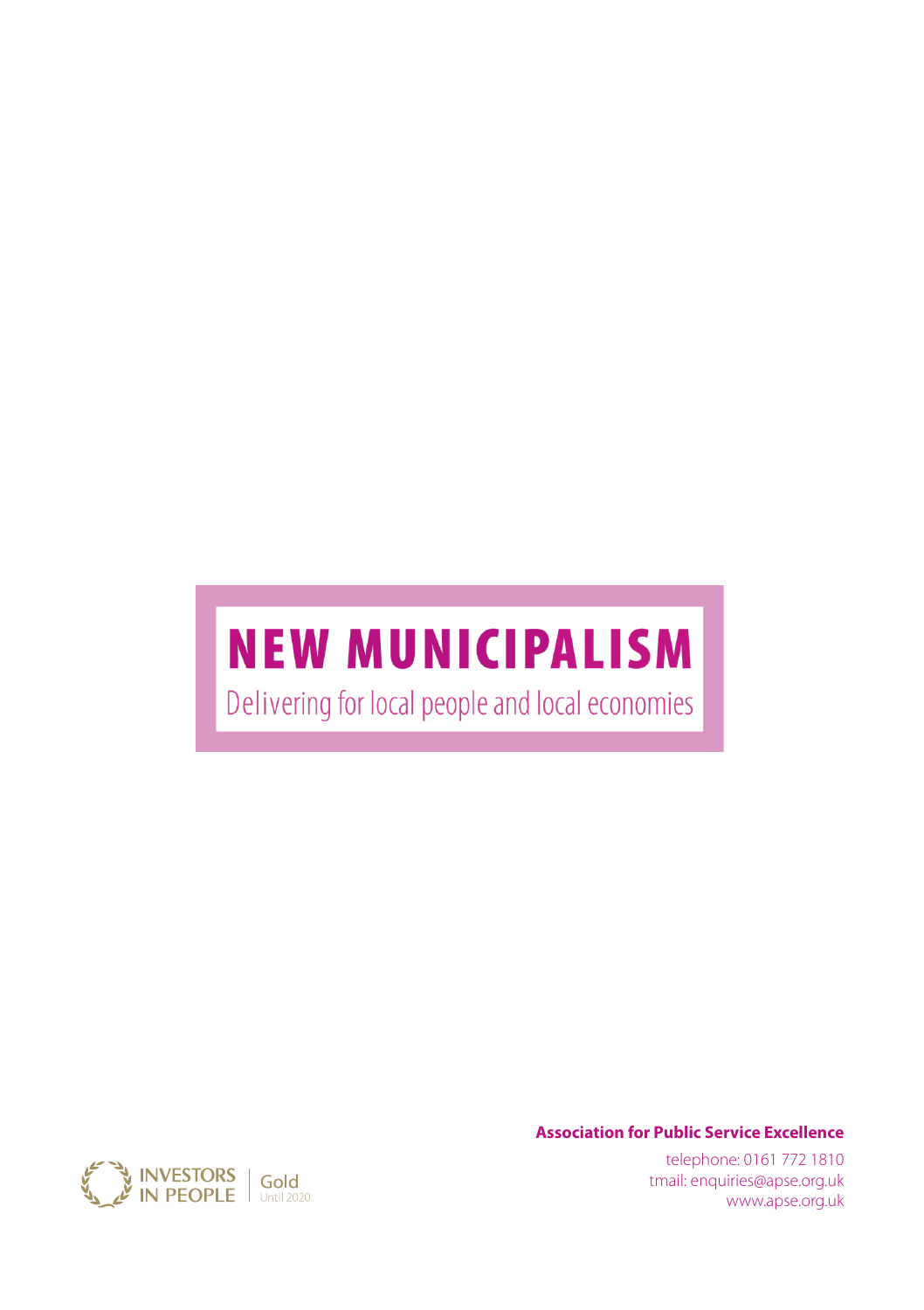# NEW MUNICIPALISM

Delivering for local people and local economies

INVESTORS IN PEOPLE | Gold Until 2020

**Association for Public Service Excellence**

telephone: 0161 772 1810
tmail: enquiries@apse.org.uk
www.apse.org.uk